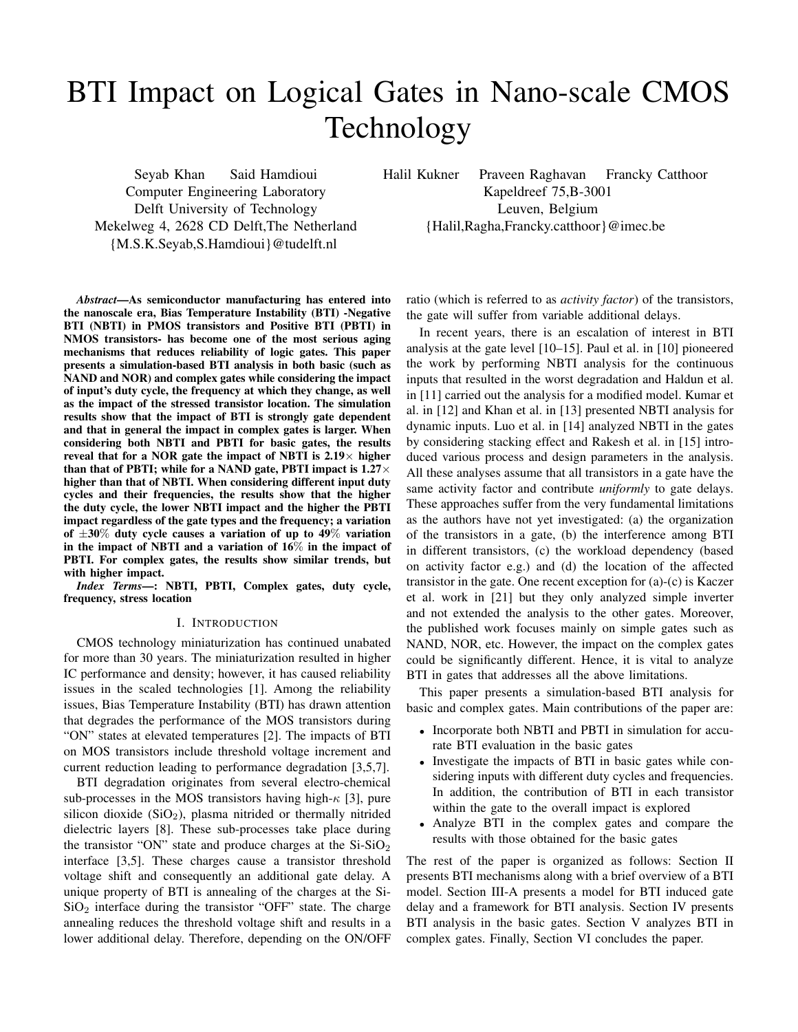# BTI Impact on Logical Gates in Nano-scale CMOS Technology

Seyab Khan Said Hamdioui
Computer Engineering Laboratory
Delft University of Technology
Mekelweg 4, 2628 CD Delft,The Netherland
{M.S.K.Seyab,S.Hamdioui}@tudelft.nl

Halil Kukner Praveen Raghavan Francky Catthoor
Kapeldreef 75,B-3001
Leuven, Belgium
{Halil,Ragha,Francky.catthoor}@imec.be

***Abstract*—As semiconductor manufacturing has entered into the nanoscale era, Bias Temperature Instability (BTI) -Negative BTI (NBTI) in PMOS transistors and Positive BTI (PBTI) in NMOS transistors- has become one of the most serious aging mechanisms that reduces reliability of logic gates. This paper presents a simulation-based BTI analysis in both basic (such as NAND and NOR) and complex gates while considering the impact of input's duty cycle, the frequency at which they change, as well as the impact of the stressed transistor location. The simulation results show that the impact of BTI is strongly gate dependent and that in general the impact in complex gates is larger. When considering both NBTI and PBTI for basic gates, the results reveal that for a NOR gate the impact of NBTI is 2.19× higher than that of PBTI; while for a NAND gate, PBTI impact is 1.27× higher than that of NBTI. When considering different input duty cycles and their frequencies, the results show that the higher the duty cycle, the lower NBTI impact and the higher the PBTI impact regardless of the gate types and the frequency; a variation of ±30% duty cycle causes a variation of up to 49% variation in the impact of NBTI and a variation of 16% in the impact of PBTI. For complex gates, the results show similar trends, but with higher impact.**

***Index Terms*—: NBTI, PBTI, Complex gates, duty cycle, frequency, stress location**

## I. Introduction

CMOS technology miniaturization has continued unabated for more than 30 years. The miniaturization resulted in higher IC performance and density; however, it has caused reliability issues in the scaled technologies [1]. Among the reliability issues, Bias Temperature Instability (BTI) has drawn attention that degrades the performance of the MOS transistors during "ON" states at elevated temperatures [2]. The impacts of BTI on MOS transistors include threshold voltage increment and current reduction leading to performance degradation [3,5,7].

BTI degradation originates from several electro-chemical sub-processes in the MOS transistors having high-$\kappa$ [3], pure silicon dioxide ($SiO_2$), plasma nitrided or thermally nitrided dielectric layers [8]. These sub-processes take place during the transistor "ON" state and produce charges at the Si-$SiO_2$ interface [3,5]. These charges cause a transistor threshold voltage shift and consequently an additional gate delay. A unique property of BTI is annealing of the charges at the Si-$SiO_2$ interface during the transistor "OFF" state. The charge annealing reduces the threshold voltage shift and results in a lower additional delay. Therefore, depending on the ON/OFF ratio (which is referred to as *activity factor*) of the transistors, the gate will suffer from variable additional delays.

In recent years, there is an escalation of interest in BTI analysis at the gate level [10–15]. Paul et al. in [10] pioneered the work by performing NBTI analysis for the continuous inputs that resulted in the worst degradation and Haldun et al. in [11] carried out the analysis for a modified model. Kumar et al. in [12] and Khan et al. in [13] presented NBTI analysis for dynamic inputs. Luo et al. in [14] analyzed NBTI in the gates by considering stacking effect and Rakesh et al. in [15] introduced various process and design parameters in the analysis. All these analyses assume that all transistors in a gate have the same activity factor and contribute *uniformly* to gate delays. These approaches suffer from the very fundamental limitations as the authors have not yet investigated: (a) the organization of the transistors in a gate, (b) the interference among BTI in different transistors, (c) the workload dependency (based on activity factor e.g.) and (d) the location of the affected transistor in the gate. One recent exception for (a)-(c) is Kaczer et al. work in [21] but they only analyzed simple inverter and not extended the analysis to the other gates. Moreover, the published work focuses mainly on simple gates such as NAND, NOR, etc. However, the impact on the complex gates could be significantly different. Hence, it is vital to analyze BTI in gates that addresses all the above limitations.

This paper presents a simulation-based BTI analysis for basic and complex gates. Main contributions of the paper are:

- Incorporate both NBTI and PBTI in simulation for accurate BTI evaluation in the basic gates
- Investigate the impacts of BTI in basic gates while considering inputs with different duty cycles and frequencies. In addition, the contribution of BTI in each transistor within the gate to the overall impact is explored
- Analyze BTI in the complex gates and compare the results with those obtained for the basic gates

The rest of the paper is organized as follows: Section II presents BTI mechanisms along with a brief overview of a BTI model. Section III-A presents a model for BTI induced gate delay and a framework for BTI analysis. Section IV presents BTI analysis in the basic gates. Section V analyzes BTI in complex gates. Finally, Section VI concludes the paper.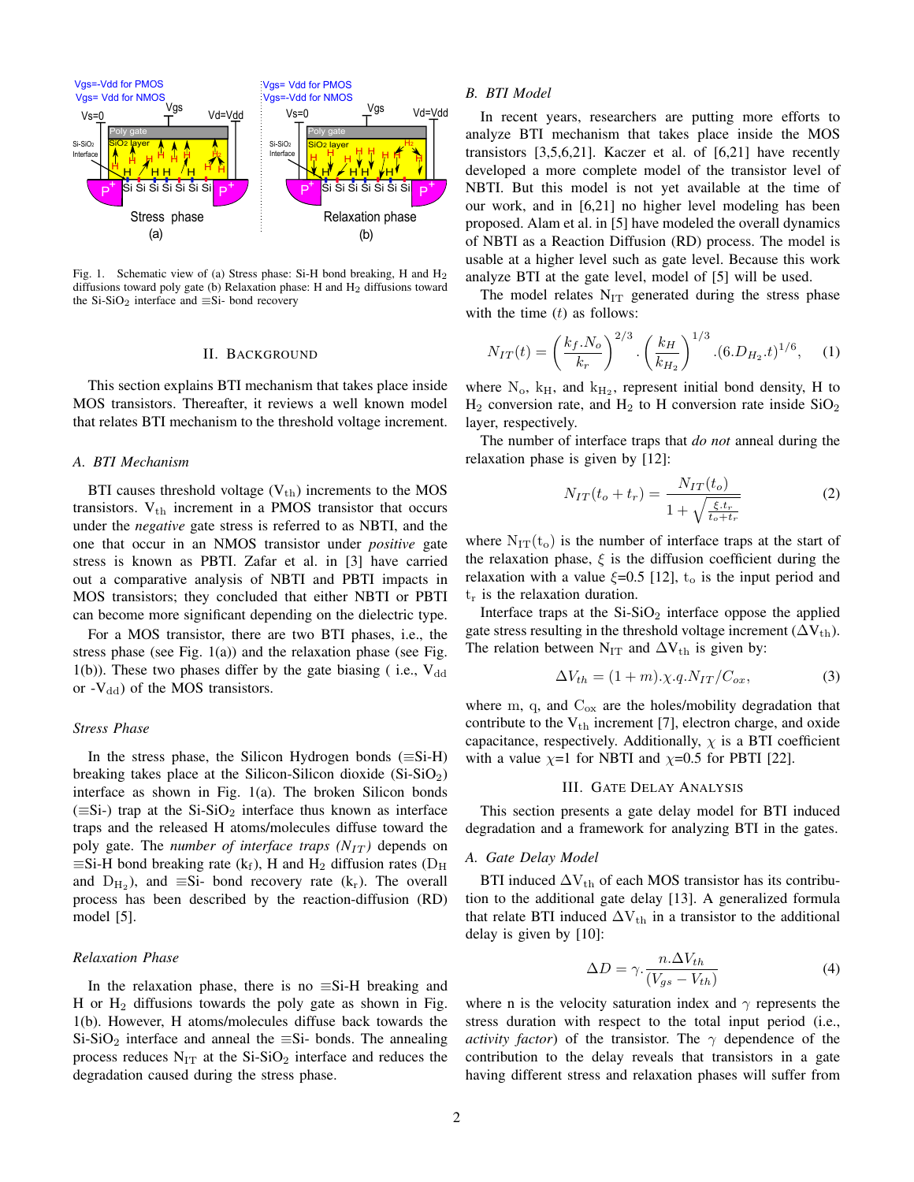Fig. 1. Schematic view of (a) Stress phase: Si-H bond breaking, H and $H_2$ diffusions toward poly gate (b) Relaxation phase: H and $H_2$ diffusions toward the Si-$SiO_2$ interface and ≡Si- bond recovery

## II. Background

This section explains BTI mechanism that takes place inside MOS transistors. Thereafter, it reviews a well known model that relates BTI mechanism to the threshold voltage increment.

### A. BTI Mechanism

BTI causes threshold voltage ($V_{th}$) increments to the MOS transistors. $V_{th}$ increment in a PMOS transistor that occurs under the *negative* gate stress is referred to as NBTI, and the one that occur in an NMOS transistor under *positive* gate stress is known as PBTI. Zafar et al. in [3] have carried out a comparative analysis of NBTI and PBTI impacts in MOS transistors; they concluded that either NBTI or PBTI can become more significant depending on the dielectric type.

For a MOS transistor, there are two BTI phases, i.e., the stress phase (see Fig. 1(a)) and the relaxation phase (see Fig. 1(b)). These two phases differ by the gate biasing ( i.e., $V_{dd}$ or -$V_{dd}$) of the MOS transistors.

#### Stress Phase

In the stress phase, the Silicon Hydrogen bonds (≡Si-H) breaking takes place at the Silicon-Silicon dioxide (Si-$SiO_2$) interface as shown in Fig. 1(a). The broken Silicon bonds (≡Si-) trap at the Si-$SiO_2$ interface thus known as interface traps and the released H atoms/molecules diffuse toward the poly gate. The *number of interface traps ($N_{IT}$)* depends on ≡Si-H bond breaking rate ($k_f$), H and $H_2$ diffusion rates ($D_H$ and $D_{H_2}$), and ≡Si- bond recovery rate ($k_r$). The overall process has been described by the reaction-diffusion (RD) model [5].

#### Relaxation Phase

In the relaxation phase, there is no ≡Si-H breaking and H or $H_2$ diffusions towards the poly gate as shown in Fig. 1(b). However, H atoms/molecules diffuse back towards the Si-$SiO_2$ interface and anneal the ≡Si- bonds. The annealing process reduces $N_{IT}$ at the Si-$SiO_2$ interface and reduces the degradation caused during the stress phase.

### B. BTI Model

In recent years, researchers are putting more efforts to analyze BTI mechanism that takes place inside the MOS transistors [3,5,6,21]. Kaczer et al. of [6,21] have recently developed a more complete model of the transistor level of NBTI. But this model is not yet available at the time of our work, and in [6,21] no higher level modeling has been proposed. Alam et al. in [5] have modeled the overall dynamics of NBTI as a Reaction Diffusion (RD) process. The model is usable at a higher level such as gate level. Because this work analyze BTI at the gate level, model of [5] will be used.

The model relates $N_{IT}$ generated during the stress phase with the time ($t$) as follows:

$$N_{IT}(t) = \left(\frac{k_f.N_o}{k_r}\right)^{2/3}.\left(\frac{k_H}{k_{H_2}}\right)^{1/3}.(6.D_{H_2}.t)^{1/6}, \quad (1)$$

where $N_o$, $k_H$, and $k_{H_2}$, represent initial bond density, H to $H_2$ conversion rate, and $H_2$ to H conversion rate inside $SiO_2$ layer, respectively.

The number of interface traps that *do not* anneal during the relaxation phase is given by [12]:

$$N_{IT}(t_o + t_r) = \frac{N_{IT}(t_o)}{1 + \sqrt{\frac{\xi.t_r}{t_o+t_r}}} \quad (2)$$

where $N_{IT}(t_o)$ is the number of interface traps at the start of the relaxation phase, $\xi$ is the diffusion coefficient during the relaxation with a value $\xi$=0.5 [12], $t_o$ is the input period and $t_r$ is the relaxation duration.

Interface traps at the Si-$SiO_2$ interface oppose the applied gate stress resulting in the threshold voltage increment ($\Delta V_{th}$). The relation between $N_{IT}$ and $\Delta V_{th}$ is given by:

$$\Delta V_{th} = (1 + m).\chi.q.N_{IT}/C_{ox}, \quad (3)$$

where m, q, and $C_{ox}$ are the holes/mobility degradation that contribute to the $V_{th}$ increment [7], electron charge, and oxide capacitance, respectively. Additionally, $\chi$ is a BTI coefficient with a value $\chi$=1 for NBTI and $\chi$=0.5 for PBTI [22].

## III. Gate Delay Analysis

This section presents a gate delay model for BTI induced degradation and a framework for analyzing BTI in the gates.

### A. Gate Delay Model

BTI induced $\Delta V_{th}$ of each MOS transistor has its contribution to the additional gate delay [13]. A generalized formula that relate BTI induced $\Delta V_{th}$ in a transistor to the additional delay is given by [10]:

$$\Delta D = \gamma.\frac{n.\Delta V_{th}}{(V_{gs} - V_{th})} \quad (4)$$

where n is the velocity saturation index and $\gamma$ represents the stress duration with respect to the total input period (i.e., *activity factor*) of the transistor. The $\gamma$ dependence of the contribution to the delay reveals that transistors in a gate having different stress and relaxation phases will suffer from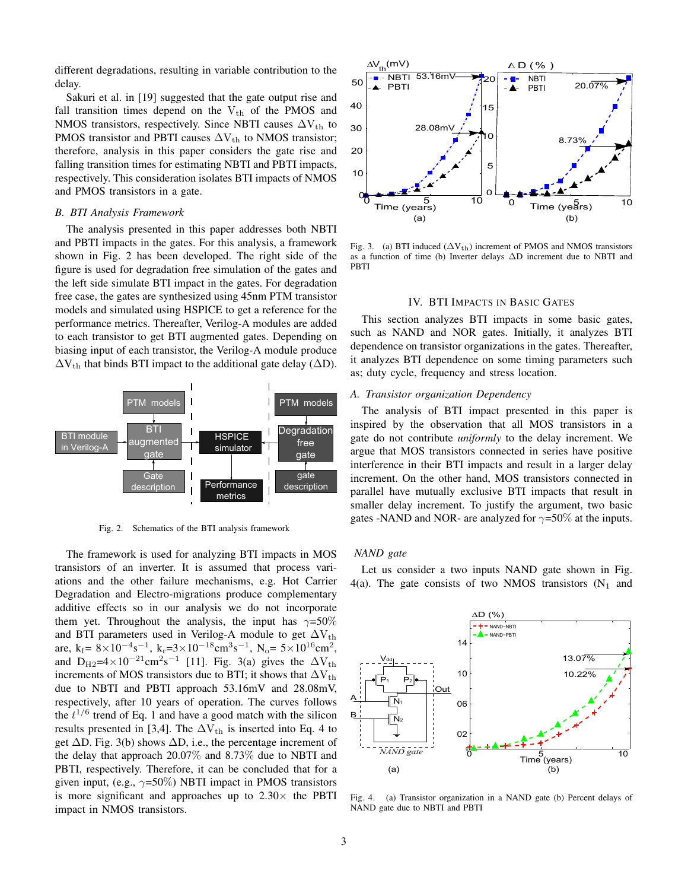different degradations, resulting in variable contribution to the delay.

Sakuri et al. in [19] suggested that the gate output rise and fall transition times depend on the $V_{th}$ of the PMOS and NMOS transistors, respectively. Since NBTI causes $\Delta V_{th}$ to PMOS transistor and PBTI causes $\Delta V_{th}$ to NMOS transistor; therefore, analysis in this paper considers the gate rise and falling transition times for estimating NBTI and PBTI impacts, respectively. This consideration isolates BTI impacts of NMOS and PMOS transistors in a gate.

### *B. BTI Analysis Framework*

The analysis presented in this paper addresses both NBTI and PBTI impacts in the gates. For this analysis, a framework shown in Fig. 2 has been developed. The right side of the figure is used for degradation free simulation of the gates and the left side simulate BTI impact in the gates. For degradation free case, the gates are synthesized using 45nm PTM transistor models and simulated using HSPICE to get a reference for the performance metrics. Thereafter, Verilog-A modules are added to each transistor to get BTI augmented gates. Depending on biasing input of each transistor, the Verilog-A module produce $\Delta V_{th}$ that binds BTI impact to the additional gate delay ($\Delta D$).

Fig. 2. Schematics of the BTI analysis framework

The framework is used for analyzing BTI impacts in MOS transistors of an inverter. It is assumed that process variations and the other failure mechanisms, e.g. Hot Carrier Degradation and Electro-migrations produce complementary additive effects so in our analysis we do not incorporate them yet. Throughout the analysis, the input has $\gamma$=50% and BTI parameters used in Verilog-A module to get $\Delta V_{th}$ are, $k_f = 8\times10^{-4}s^{-1}$, $k_r=3\times10^{-18}cm^3s^{-1}$, $N_o= 5\times10^{16}cm^2$, and $D_{H2}=4\times10^{-21}cm^2s^{-1}$ [11]. Fig. 3(a) gives the $\Delta V_{th}$ increments of MOS transistors due to BTI; it shows that $\Delta V_{th}$ due to NBTI and PBTI approach 53.16mV and 28.08mV, respectively, after 10 years of operation. The curves follows the $t^{1/6}$ trend of Eq. 1 and have a good match with the silicon results presented in [3,4]. The $\Delta V_{th}$ is inserted into Eq. 4 to get $\Delta D$. Fig. 3(b) shows $\Delta D$, i.e., the percentage increment of the delay that approach 20.07% and 8.73% due to NBTI and PBTI, respectively. Therefore, it can be concluded that for a given input, (e.g., $\gamma$=50%) NBTI impact in PMOS transistors is more significant and approaches up to 2.30× the PBTI impact in NMOS transistors.

Fig. 3. (a) BTI induced ($\Delta V_{th}$) increment of PMOS and NMOS transistors as a function of time (b) Inverter delays $\Delta D$ increment due to NBTI and PBTI

## IV. BTI Impacts in Basic Gates

This section analyzes BTI impacts in some basic gates, such as NAND and NOR gates. Initially, it analyzes BTI dependence on transistor organizations in the gates. Thereafter, it analyzes BTI dependence on some timing parameters such as; duty cycle, frequency and stress location.

### *A. Transistor organization Dependency*

The analysis of BTI impact presented in this paper is inspired by the observation that all MOS transistors in a gate do not contribute *uniformly* to the delay increment. We argue that MOS transistors connected in series have positive interference in their BTI impacts and result in a larger delay increment. On the other hand, MOS transistors connected in parallel have mutually exclusive BTI impacts that result in smaller delay increment. To justify the argument, two basic gates -NAND and NOR- are analyzed for $\gamma$=50% at the inputs.

#### *NAND gate*

Let us consider a two inputs NAND gate shown in Fig. 4(a). The gate consists of two NMOS transistors ($N_1$ and

Fig. 4. (a) Transistor organization in a NAND gate (b) Percent delays of NAND gate due to NBTI and PBTI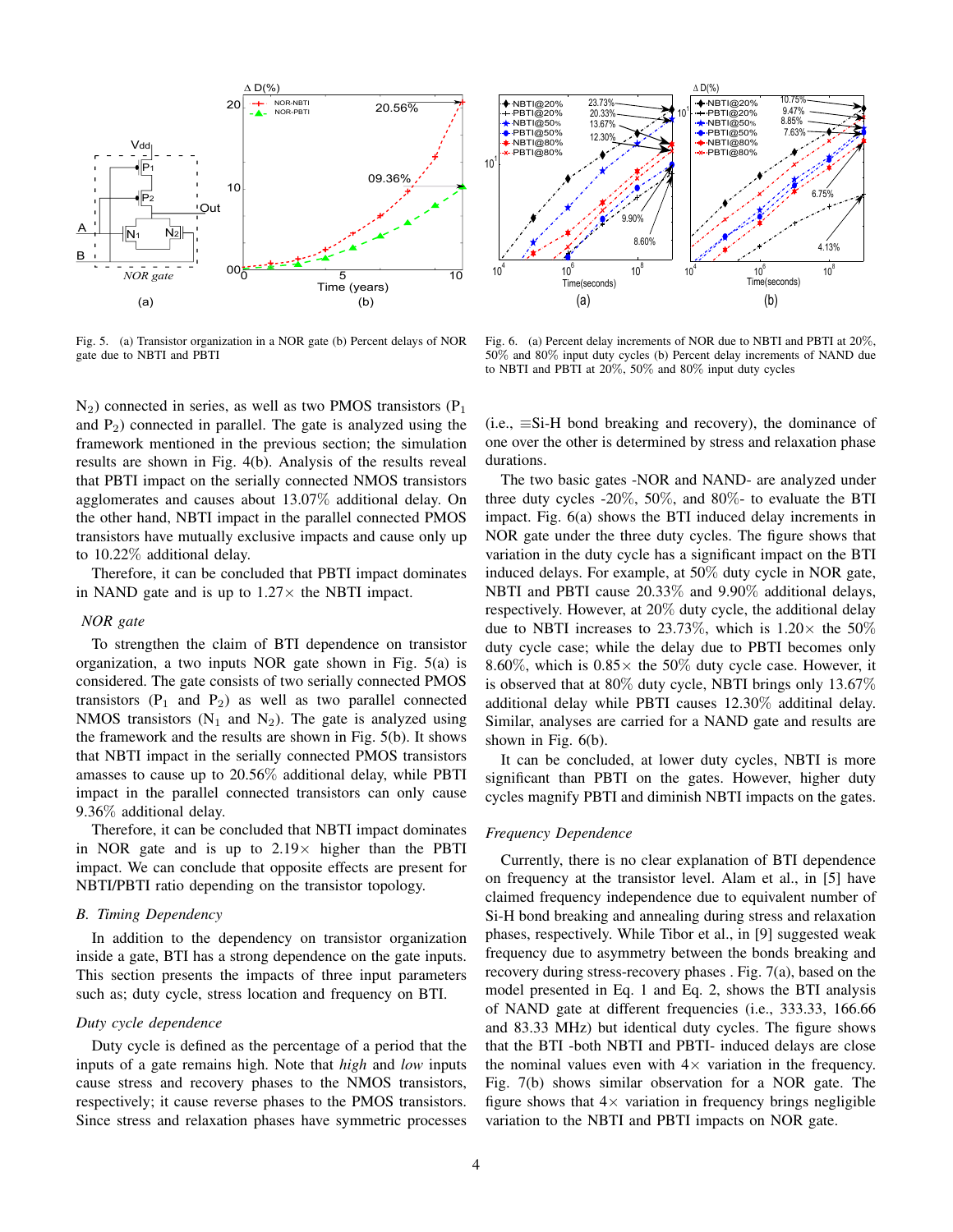Fig. 5. (a) Transistor organization in a NOR gate (b) Percent delays of NOR gate due to NBTI and PBTI

Fig. 6. (a) Percent delay increments of NOR due to NBTI and PBTI at 20%, 50% and 80% input duty cycles (b) Percent delay increments of NAND due to NBTI and PBTI at 20%, 50% and 80% input duty cycles

$N_2$) connected in series, as well as two PMOS transistors ($P_1$ and $P_2$) connected in parallel. The gate is analyzed using the framework mentioned in the previous section; the simulation results are shown in Fig. 4(b). Analysis of the results reveal that PBTI impact on the serially connected NMOS transistors agglomerates and causes about 13.07% additional delay. On the other hand, NBTI impact in the parallel connected PMOS transistors have mutually exclusive impacts and cause only up to 10.22% additional delay.

Therefore, it can be concluded that PBTI impact dominates in NAND gate and is up to 1.27× the NBTI impact.

*NOR gate*

To strengthen the claim of BTI dependence on transistor organization, a two inputs NOR gate shown in Fig. 5(a) is considered. The gate consists of two serially connected PMOS transistors ($P_1$ and $P_2$) as well as two parallel connected NMOS transistors ($N_1$ and $N_2$). The gate is analyzed using the framework and the results are shown in Fig. 5(b). It shows that NBTI impact in the serially connected PMOS transistors amasses to cause up to 20.56% additional delay, while PBTI impact in the parallel connected transistors can only cause 9.36% additional delay.

Therefore, it can be concluded that NBTI impact dominates in NOR gate and is up to 2.19× higher than the PBTI impact. We can conclude that opposite effects are present for NBTI/PBTI ratio depending on the transistor topology.

### B. Timing Dependency

In addition to the dependency on transistor organization inside a gate, BTI has a strong dependence on the gate inputs. This section presents the impacts of three input parameters such as; duty cycle, stress location and frequency on BTI.

*Duty cycle dependence*

Duty cycle is defined as the percentage of a period that the inputs of a gate remains high. Note that *high* and *low* inputs cause stress and recovery phases to the NMOS transistors, respectively; it cause reverse phases to the PMOS transistors. Since stress and relaxation phases have symmetric processes (i.e., ≡Si-H bond breaking and recovery), the dominance of one over the other is determined by stress and relaxation phase durations.

The two basic gates -NOR and NAND- are analyzed under three duty cycles -20%, 50%, and 80%- to evaluate the BTI impact. Fig. 6(a) shows the BTI induced delay increments in NOR gate under the three duty cycles. The figure shows that variation in the duty cycle has a significant impact on the BTI induced delays. For example, at 50% duty cycle in NOR gate, NBTI and PBTI cause 20.33% and 9.90% additional delays, respectively. However, at 20% duty cycle, the additional delay due to NBTI increases to 23.73%, which is 1.20× the 50% duty cycle case; while the delay due to PBTI becomes only 8.60%, which is 0.85× the 50% duty cycle case. However, it is observed that at 80% duty cycle, NBTI brings only 13.67% additional delay while PBTI causes 12.30% additional delay. Similar, analyses are carried for a NAND gate and results are shown in Fig. 6(b).

It can be concluded, at lower duty cycles, NBTI is more significant than PBTI on the gates. However, higher duty cycles magnify PBTI and diminish NBTI impacts on the gates.

*Frequency Dependence*

Currently, there is no clear explanation of BTI dependence on frequency at the transistor level. Alam et al., in [5] have claimed frequency independence due to equivalent number of Si-H bond breaking and annealing during stress and relaxation phases, respectively. While Tibor et al., in [9] suggested weak frequency due to asymmetry between the bonds breaking and recovery during stress-recovery phases . Fig. 7(a), based on the model presented in Eq. 1 and Eq. 2, shows the BTI analysis of NAND gate at different frequencies (i.e., 333.33, 166.66 and 83.33 MHz) but identical duty cycles. The figure shows that the BTI -both NBTI and PBTI- induced delays are close the nominal values even with 4× variation in the frequency. Fig. 7(b) shows similar observation for a NOR gate. The figure shows that 4× variation in frequency brings negligible variation to the NBTI and PBTI impacts on NOR gate.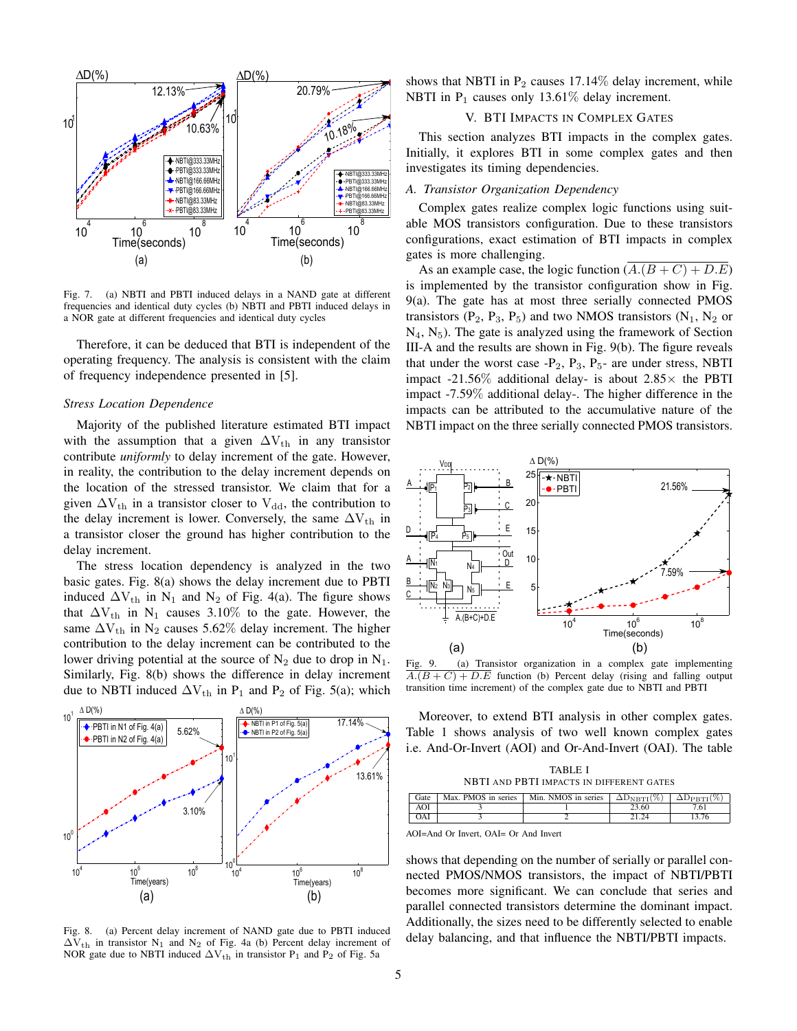Fig. 7. (a) NBTI and PBTI induced delays in a NAND gate at different frequencies and identical duty cycles (b) NBTI and PBTI induced delays in a NOR gate at different frequencies and identical duty cycles

Therefore, it can be deduced that BTI is independent of the operating frequency. The analysis is consistent with the claim of frequency independence presented in [5].

### *Stress Location Dependence*

Majority of the published literature estimated BTI impact with the assumption that a given $\Delta V_{th}$ in any transistor contribute *uniformly* to delay increment of the gate. However, in reality, the contribution to the delay increment depends on the location of the stressed transistor. We claim that for a given $\Delta V_{th}$ in a transistor closer to $V_{dd}$, the contribution to the delay increment is lower. Conversely, the same $\Delta V_{th}$ in a transistor closer the ground has higher contribution to the delay increment.

The stress location dependency is analyzed in the two basic gates. Fig. 8(a) shows the delay increment due to PBTI induced $\Delta V_{th}$ in $N_1$ and $N_2$ of Fig. 4(a). The figure shows that $\Delta V_{th}$ in $N_1$ causes 3.10% to the gate. However, the same $\Delta V_{th}$ in $N_2$ causes 5.62% delay increment. The higher contribution to the delay increment can be contributed to the lower driving potential at the source of $N_2$ due to drop in $N_1$. Similarly, Fig. 8(b) shows the difference in delay increment due to NBTI induced $\Delta V_{th}$ in $P_1$ and $P_2$ of Fig. 5(a); which shows that NBTI in $P_2$ causes 17.14% delay increment, while NBTI in $P_1$ causes only 13.61% delay increment.

Fig. 8. (a) Percent delay increment of NAND gate due to PBTI induced $\Delta V_{th}$ in transistor $N_1$ and $N_2$ of Fig. 4a (b) Percent delay increment of NOR gate due to NBTI induced $\Delta V_{th}$ in transistor $P_1$ and $P_2$ of Fig. 5a

## V. BTI Impacts in Complex Gates

This section analyzes BTI impacts in the complex gates. Initially, it explores BTI in some complex gates and then investigates its timing dependencies.

### *A. Transistor Organization Dependency*

Complex gates realize complex logic functions using suitable MOS transistors configuration. Due to these transistors configurations, exact estimation of BTI impacts in complex gates is more challenging.

As an example case, the logic function $\overline{A.(B+C)+D.E}$ is implemented by the transistor configuration show in Fig. 9(a). The gate has at most three serially connected PMOS transistors ($P_2$, $P_3$, $P_5$) and two NMOS transistors ($N_1$, $N_2$ or $N_4$, $N_5$). The gate is analyzed using the framework of Section III-A and the results are shown in Fig. 9(b). The figure reveals that under the worst case -$P_2$, $P_3$, $P_5$- are under stress, NBTI impact -21.56% additional delay- is about 2.85× the PBTI impact -7.59% additional delay-. The higher difference in the impacts can be attributed to the accumulative nature of the NBTI impact on the three serially connected PMOS transistors.

Fig. 9. (a) Transistor organization in a complex gate implementing $\overline{A.(B+C)+D.E}$ function (b) Percent delay (rising and falling output transition time increment) of the complex gate due to NBTI and PBTI

Moreover, to extend BTI analysis in other complex gates. Table 1 shows analysis of two well known complex gates i.e. And-Or-Invert (AOI) and Or-And-Invert (OAI). The table

TABLE I
NBTI and PBTI impacts in different gates

| Gate | Max. PMOS in series | Min. NMOS in series | $\Delta D_{NBTI}(\%)$ | $\Delta D_{PBTI}(\%)$ |
|---|---|---|---|---|
| AOI | 3 | 1 | 23.60 | 7.61 |
| OAI | 3 | 2 | 21.24 | 13.76 |

AOI=And Or Invert, OAI= Or And Invert

shows that depending on the number of serially or parallel connected PMOS/NMOS transistors, the impact of NBTI/PBTI becomes more significant. We can conclude that series and parallel connected transistors determine the dominant impact. Additionally, the sizes need to be differently selected to enable delay balancing, and that influence the NBTI/PBTI impacts.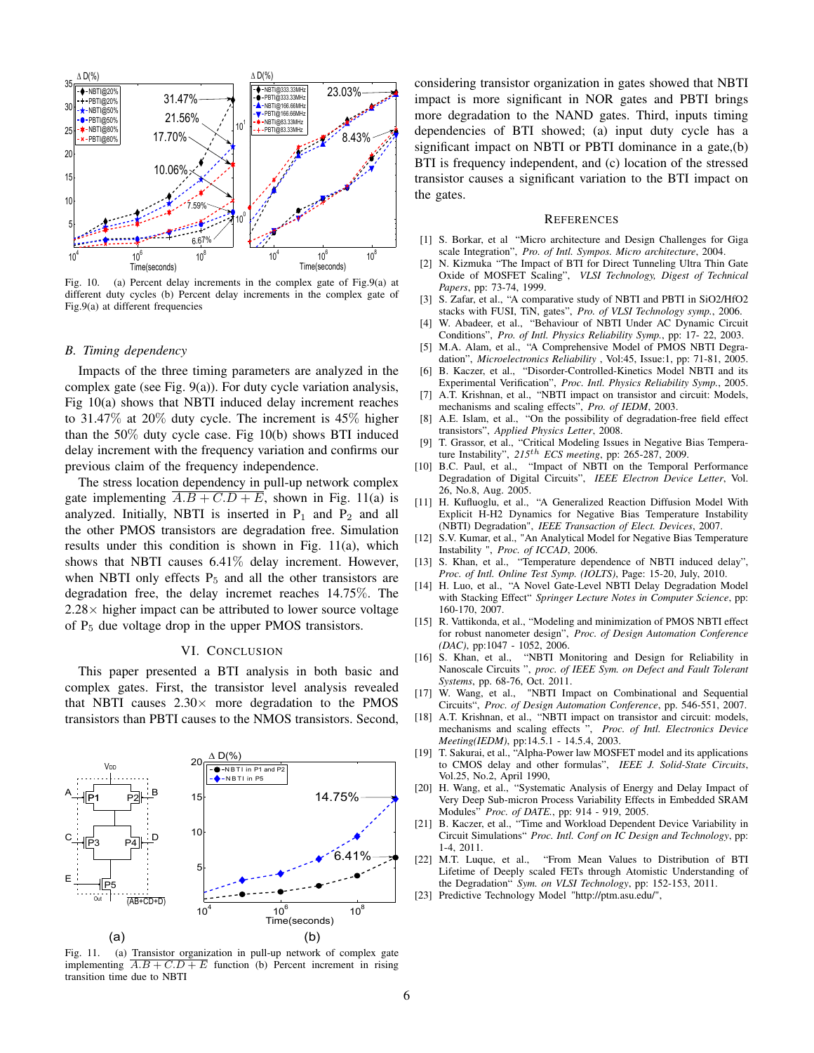ΔD(%)

35
30
25
20
15
10
5

NBTI@20%
PBTI@20%
NBTI@50%
PBTI@50%
NBTI@80%
PBTI@80%

31.47%
21.56%
17.70%
10.06%
7.59%
6.67%

$10^4$ $10^6$ $10^8$
Time(seconds)

ΔD(%)

NBTI@333.33MHz
PBTI@333.33MHz
NBTI@166.66MHz
PBTI@166.66MHz
NBTI@83.33MHz
PBTI@83.33MHz

23.03%
8.43%

$10^1$
$10^0$

$10^4$ $10^6$ $10^8$
Time(seconds)

Fig. 10. (a) Percent delay increments in the complex gate of Fig.9(a) at different duty cycles (b) Percent delay increments in the complex gate of Fig.9(a) at different frequencies

### B. Timing dependency

Impacts of the three timing parameters are analyzed in the complex gate (see Fig. 9(a)). For duty cycle variation analysis, Fig 10(a) shows that NBTI induced delay increment reaches to 31.47% at 20% duty cycle. The increment is 45% higher than the 50% duty cycle case. Fig 10(b) shows BTI induced delay increment with the frequency variation and confirms our previous claim of the frequency independence.

The stress location dependency in pull-up network complex gate implementing $\overline{A.B + C.D + E}$, shown in Fig. 11(a) is analyzed. Initially, NBTI is inserted in $P_1$ and $P_2$ and all the other PMOS transistors are degradation free. Simulation results under this condition is shown in Fig. 11(a), which shows that NBTI causes 6.41% delay increment. However, when NBTI only effects $P_5$ and all the other transistors are degradation free, the delay incremet reaches 14.75%. The $2.28\times$ higher impact can be attributed to lower source voltage of $P_5$ due voltage drop in the upper PMOS transistors.

## VI. Conclusion

This paper presented a BTI analysis in both basic and complex gates. First, the transistor level analysis revealed that NBTI causes $2.30\times$ more degradation to the PMOS transistors than PBTI causes to the NMOS transistors. Second, considering transistor organization in gates showed that NBTI impact is more significant in NOR gates and PBTI brings more degradation to the NAND gates. Third, inputs timing dependencies of BTI showed; (a) input duty cycle has a significant impact on NBTI or PBTI dominance in a gate,(b) BTI is frequency independent, and (c) location of the stressed transistor causes a significant variation to the BTI impact on the gates.

VDD
A P1 P2 B
C P3 P4 D
E P5
Out (AB+CD+D)

(a)

ΔD(%)
20
15
10
5

NBTI in P1 and P2
NBTI in P5

14.75%
6.41%

$10^4$ $10^6$ $10^8$
Time(seconds)

(b)

Fig. 11. (a) Transistor organization in pull-up network of complex gate implementing $\overline{A.B + C.D + E}$ function (b) Percent increment in rising transition time due to NBTI

## References

[1] S. Borkar, et al "Micro architecture and Design Challenges for Giga scale Integration", *Pro. of Intl. Sympos. Micro architecture*, 2004.

[2] N. Kizmuka "The Impact of BTI for Direct Tunneling Ultra Thin Gate Oxide of MOSFET Scaling", *VLSI Technology, Digest of Technical Papers*, pp: 73-74, 1999.

[3] S. Zafar, et al., "A comparative study of NBTI and PBTI in SiO2/HfO2 stacks with FUSI, TiN, gates", *Pro. of VLSI Technology symp.*, 2006.

[4] W. Abadeer, et al., "Behaviour of NBTI Under AC Dynamic Circuit Conditions", *Pro. of Intl. Physics Reliability Symp.*, pp: 17- 22, 2003.

[5] M.A. Alam, et al., "A Comprehensive Model of PMOS NBTI Degradation", *Microelectronics Reliability* , Vol:45, Issue:1, pp: 71-81, 2005.

[6] B. Kaczer, et al., "Disorder-Controlled-Kinetics Model NBTI and its Experimental Verification", *Proc. Intl. Physics Reliability Symp.*, 2005.

[7] A.T. Krishnan, et al., "NBTI impact on transistor and circuit: Models, mechanisms and scaling effects", *Pro. of IEDM*, 2003.

[8] A.E. Islam, et al., "On the possibility of degradation-free field effect transistors", *Applied Physics Letter*, 2008.

[9] T. Grassor, et al., "Critical Modeling Issues in Negative Bias Temperature Instability", $215^{th}$ *ECS meeting*, pp: 265-287, 2009.

[10] B.C. Paul, et al., "Impact of NBTI on the Temporal Performance Degradation of Digital Circuits", *IEEE Electron Device Letter*, Vol. 26, No.8, Aug. 2005.

[11] H. Kufluoglu, et al., "A Generalized Reaction Diffusion Model With Explicit H-H2 Dynamics for Negative Bias Temperature Instability (NBTI) Degradation", *IEEE Transaction of Elect. Devices*, 2007.

[12] S.V. Kumar, et al., "An Analytical Model for Negative Bias Temperature Instability ", *Proc. of ICCAD*, 2006.

[13] S. Khan, et al., "Temperature dependence of NBTI induced delay", *Proc. of Intl. Online Test Symp. (IOLTS)*, Page: 15-20, July, 2010.

[14] H. Luo, et al., "A Novel Gate-Level NBTI Delay Degradation Model with Stacking Effect" *Springer Lecture Notes in Computer Science*, pp: 160-170, 2007.

[15] R. Vattikonda, et al., "Modeling and minimization of PMOS NBTI effect for robust nanometer design", *Proc. of Design Automation Conference (DAC)*, pp:1047 - 1052, 2006.

[16] S. Khan, et al., "NBTI Monitoring and Design for Reliability in Nanoscale Circuits ", *proc. of IEEE Sym. on Defect and Fault Tolerant Systems*, pp. 68-76, Oct. 2011.

[17] W. Wang, et al., "NBTI Impact on Combinational and Sequential Circuits", *Proc. of Design Automation Conference*, pp. 546-551, 2007.

[18] A.T. Krishnan, et al., "NBTI impact on transistor and circuit: models, mechanisms and scaling effects ", *Proc. of Intl. Electronics Device Meeting(IEDM)*, pp:14.5.1 - 14.5.4, 2003.

[19] T. Sakurai, et al., "Alpha-Power law MOSFET model and its applications to CMOS delay and other formulas", *IEEE J. Solid-State Circuits*, Vol.25, No.2, April 1990,

[20] H. Wang, et al., "Systematic Analysis of Energy and Delay Impact of Very Deep Sub-micron Process Variability Effects in Embedded SRAM Modules" *Proc. of DATE.*, pp: 914 - 919, 2005.

[21] B. Kaczer, et al., "Time and Workload Dependent Device Variability in Circuit Simulations" *Proc. Intl. Conf on IC Design and Technology*, pp: 1-4, 2011.

[22] M.T. Luque, et al., "From Mean Values to Distribution of BTI Lifetime of Deeply scaled FETs through Atomistic Understanding of the Degradation" *Sym. on VLSI Technology*, pp: 152-153, 2011.

[23] Predictive Technology Model "http://ptm.asu.edu/",